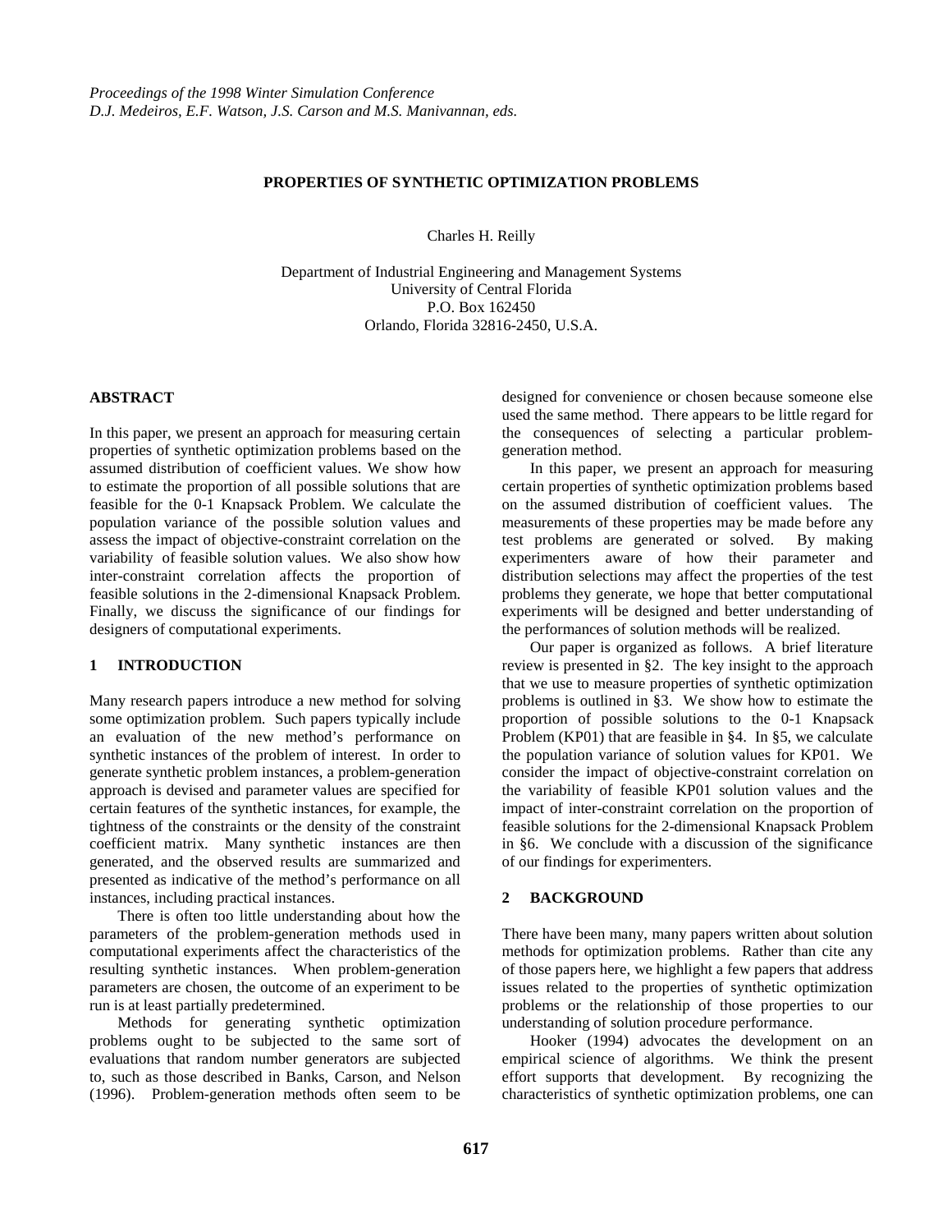*Proceedings of the 1998 Winter Simulation Conference*
*D.J. Medeiros, E.F. Watson, J.S. Carson and M.S. Manivannan, eds.*

# PROPERTIES OF SYNTHETIC OPTIMIZATION PROBLEMS

Charles H. Reilly

Department of Industrial Engineering and Management Systems
University of Central Florida
P.O. Box 162450
Orlando, Florida 32816-2450, U.S.A.

## ABSTRACT

In this paper, we present an approach for measuring certain properties of synthetic optimization problems based on the assumed distribution of coefficient values. We show how to estimate the proportion of all possible solutions that are feasible for the 0-1 Knapsack Problem. We calculate the population variance of the possible solution values and assess the impact of objective-constraint correlation on the variability of feasible solution values. We also show how inter-constraint correlation affects the proportion of feasible solutions in the 2-dimensional Knapsack Problem. Finally, we discuss the significance of our findings for designers of computational experiments.

## 1 INTRODUCTION

Many research papers introduce a new method for solving some optimization problem. Such papers typically include an evaluation of the new method's performance on synthetic instances of the problem of interest. In order to generate synthetic problem instances, a problem-generation approach is devised and parameter values are specified for certain features of the synthetic instances, for example, the tightness of the constraints or the density of the constraint coefficient matrix. Many synthetic instances are then generated, and the observed results are summarized and presented as indicative of the method's performance on all instances, including practical instances.

There is often too little understanding about how the parameters of the problem-generation methods used in computational experiments affect the characteristics of the resulting synthetic instances. When problem-generation parameters are chosen, the outcome of an experiment to be run is at least partially predetermined.

Methods for generating synthetic optimization problems ought to be subjected to the same sort of evaluations that random number generators are subjected to, such as those described in Banks, Carson, and Nelson (1996). Problem-generation methods often seem to be designed for convenience or chosen because someone else used the same method. There appears to be little regard for the consequences of selecting a particular problem-generation method.

In this paper, we present an approach for measuring certain properties of synthetic optimization problems based on the assumed distribution of coefficient values. The measurements of these properties may be made before any test problems are generated or solved. By making experimenters aware of how their parameter and distribution selections may affect the properties of the test problems they generate, we hope that better computational experiments will be designed and better understanding of the performances of solution methods will be realized.

Our paper is organized as follows. A brief literature review is presented in §2. The key insight to the approach that we use to measure properties of synthetic optimization problems is outlined in §3. We show how to estimate the proportion of possible solutions to the 0-1 Knapsack Problem (KP01) that are feasible in §4. In §5, we calculate the population variance of solution values for KP01. We consider the impact of objective-constraint correlation on the variability of feasible KP01 solution values and the impact of inter-constraint correlation on the proportion of feasible solutions for the 2-dimensional Knapsack Problem in §6. We conclude with a discussion of the significance of our findings for experimenters.

## 2 BACKGROUND

There have been many, many papers written about solution methods for optimization problems. Rather than cite any of those papers here, we highlight a few papers that address issues related to the properties of synthetic optimization problems or the relationship of those properties to our understanding of solution procedure performance.

Hooker (1994) advocates the development on an empirical science of algorithms. We think the present effort supports that development. By recognizing the characteristics of synthetic optimization problems, one can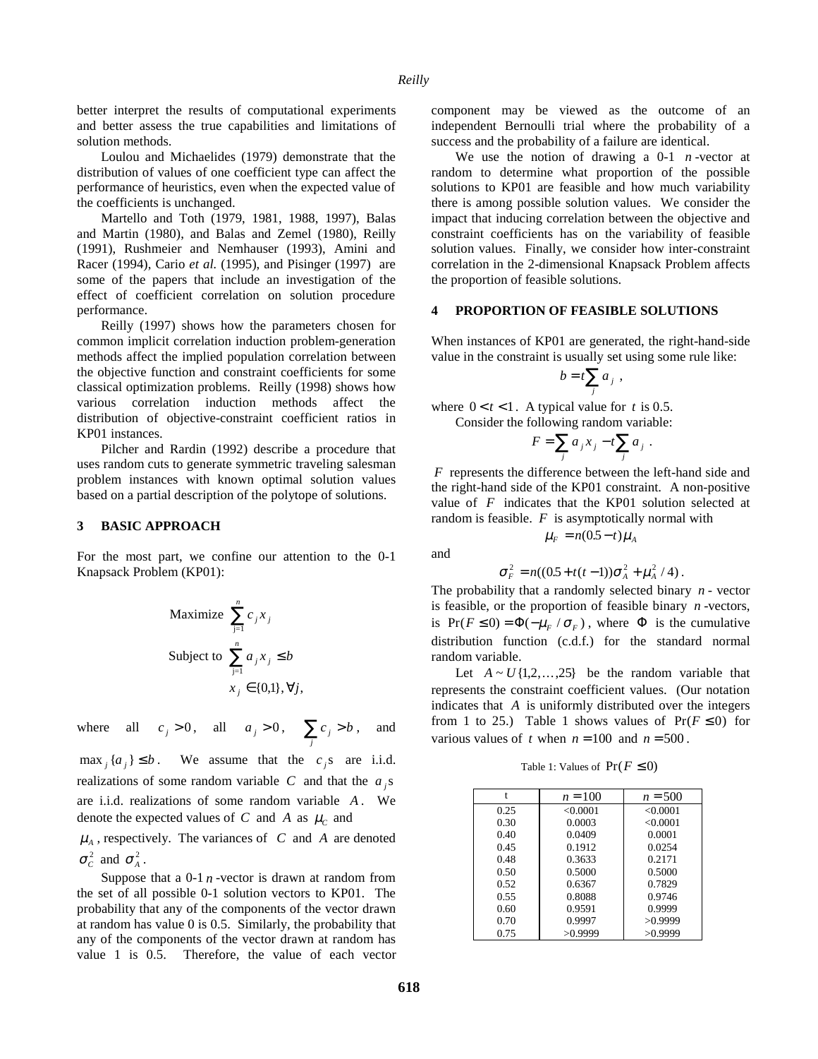better interpret the results of computational experiments and better assess the true capabilities and limitations of solution methods.

Loulou and Michaelides (1979) demonstrate that the distribution of values of one coefficient type can affect the performance of heuristics, even when the expected value of the coefficients is unchanged.

Martello and Toth (1979, 1981, 1988, 1997), Balas and Martin (1980), and Balas and Zemel (1980), Reilly (1991), Rushmeier and Nemhauser (1993), Amini and Racer (1994), Cario *et al.* (1995), and Pisinger (1997) are some of the papers that include an investigation of the effect of coefficient correlation on solution procedure performance.

Reilly (1997) shows how the parameters chosen for common implicit correlation induction problem-generation methods affect the implied population correlation between the objective function and constraint coefficients for some classical optimization problems. Reilly (1998) shows how various correlation induction methods affect the distribution of objective-constraint coefficient ratios in KP01 instances.

Pilcher and Rardin (1992) describe a procedure that uses random cuts to generate symmetric traveling salesman problem instances with known optimal solution values based on a partial description of the polytope of solutions.

## 3 BASIC APPROACH

For the most part, we confine our attention to the 0-1 Knapsack Problem (KP01):

$$\text{Maximize } \sum_{j=1}^{n} c_j x_j$$

$$\text{Subject to } \sum_{j=1}^{n} a_j x_j \le b$$

$$x_j \in \{0,1\}, \forall j,$$

where all $c_j > 0$, all $a_j > 0$, $\sum_j c_j > b$, and $\max_j \{a_j\} \le b$. We assume that the $c_j$s are i.i.d. realizations of some random variable $C$ and that the $a_j$s are i.i.d. realizations of some random variable $A$. We denote the expected values of $C$ and $A$ as $\mu_C$ and $\mu_A$, respectively. The variances of $C$ and $A$ are denoted $\sigma_C^2$ and $\sigma_A^2$.

Suppose that a 0-1 $n$-vector is drawn at random from the set of all possible 0-1 solution vectors to KP01. The probability that any of the components of the vector drawn at random has value 0 is 0.5. Similarly, the probability that any of the components of the vector drawn at random has value 1 is 0.5. Therefore, the value of each vector component may be viewed as the outcome of an independent Bernoulli trial where the probability of a success and the probability of a failure are identical.

We use the notion of drawing a 0-1 $n$-vector at random to determine what proportion of the possible solutions to KP01 are feasible and how much variability there is among possible solution values. We consider the impact that inducing correlation between the objective and constraint coefficients has on the variability of feasible solution values. Finally, we consider how inter-constraint correlation in the 2-dimensional Knapsack Problem affects the proportion of feasible solutions.

## 4 PROPORTION OF FEASIBLE SOLUTIONS

When instances of KP01 are generated, the right-hand-side value in the constraint is usually set using some rule like:

$$b = t \sum_j a_j \ ,$$

where $0 < t < 1$. A typical value for $t$ is 0.5.

Consider the following random variable:

$$F = \sum_j a_j x_j - t \sum_j a_j \ .$$

$F$ represents the difference between the left-hand side and the right-hand side of the KP01 constraint. A non-positive value of $F$ indicates that the KP01 solution selected at random is feasible. $F$ is asymptotically normal with

$$\mu_F = n(0.5 - t)\mu_A$$

and

$$\sigma_F^2 = n((0.5 + t(t-1))\sigma_A^2 + \mu_A^2 / 4) \, .$$

The probability that a randomly selected binary $n$-vector is feasible, or the proportion of feasible binary $n$-vectors, is $\Pr(F \le 0) = \Phi(-\mu_F / \sigma_F)$, where $\Phi$ is the cumulative distribution function (c.d.f.) for the standard normal random variable.

Let $A \sim U\{1,2,\ldots,25\}$ be the random variable that represents the constraint coefficient values. (Our notation indicates that $A$ is uniformly distributed over the integers from 1 to 25.) Table 1 shows values of $\Pr(F \le 0)$ for various values of $t$ when $n = 100$ and $n = 500$.

Table 1: Values of $\Pr(F \le 0)$

| t | $n = 100$ | $n = 500$ |
|---|---|---|
| 0.25 | <0.0001 | <0.0001 |
| 0.30 | 0.0003 | <0.0001 |
| 0.40 | 0.0409 | 0.0001 |
| 0.45 | 0.1912 | 0.0254 |
| 0.48 | 0.3633 | 0.2171 |
| 0.50 | 0.5000 | 0.5000 |
| 0.52 | 0.6367 | 0.7829 |
| 0.55 | 0.8088 | 0.9746 |
| 0.60 | 0.9591 | 0.9999 |
| 0.70 | 0.9997 | >0.9999 |
| 0.75 | >0.9999 | >0.9999 |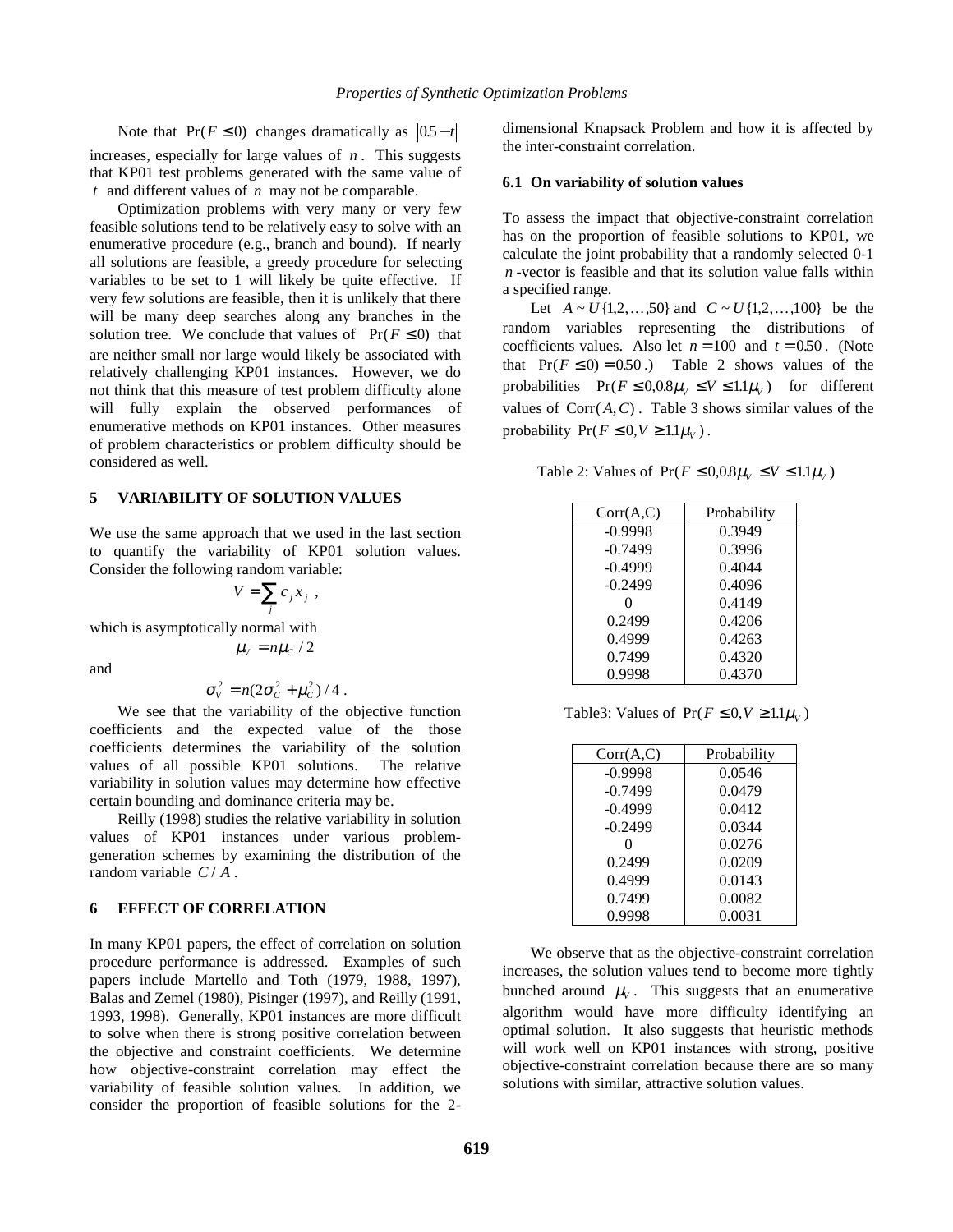Note that $\Pr(F \le 0)$ changes dramatically as $|0.5 - t|$ increases, especially for large values of $n$. This suggests that KP01 test problems generated with the same value of $t$ and different values of $n$ may not be comparable.

Optimization problems with very many or very few feasible solutions tend to be relatively easy to solve with an enumerative procedure (e.g., branch and bound). If nearly all solutions are feasible, a greedy procedure for selecting variables to be set to 1 will likely be quite effective. If very few solutions are feasible, then it is unlikely that there will be many deep searches along any branches in the solution tree. We conclude that values of $\Pr(F \le 0)$ that are neither small nor large would likely be associated with relatively challenging KP01 instances. However, we do not think that this measure of test problem difficulty alone will fully explain the observed performances of enumerative methods on KP01 instances. Other measures of problem characteristics or problem difficulty should be considered as well.

## 5 VARIABILITY OF SOLUTION VALUES

We use the same approach that we used in the last section to quantify the variability of KP01 solution values. Consider the following random variable:

$$V = \sum_j c_j x_j ,$$

which is asymptotically normal with

$$\mu_V = n\mu_C / 2$$

and

$$\sigma_V^2 = n(2\sigma_C^2 + \mu_C^2)/4 .$$

We see that the variability of the objective function coefficients and the expected value of the those coefficients determines the variability of the solution values of all possible KP01 solutions. The relative variability in solution values may determine how effective certain bounding and dominance criteria may be.

Reilly (1998) studies the relative variability in solution values of KP01 instances under various problem-generation schemes by examining the distribution of the random variable $C/A$.

## 6 EFFECT OF CORRELATION

In many KP01 papers, the effect of correlation on solution procedure performance is addressed. Examples of such papers include Martello and Toth (1979, 1988, 1997), Balas and Zemel (1980), Pisinger (1997), and Reilly (1991, 1993, 1998). Generally, KP01 instances are more difficult to solve when there is strong positive correlation between the objective and constraint coefficients. We determine how objective-constraint correlation may effect the variability of feasible solution values. In addition, we consider the proportion of feasible solutions for the 2-dimensional Knapsack Problem and how it is affected by the inter-constraint correlation.

### 6.1 On variability of solution values

To assess the impact that objective-constraint correlation has on the proportion of feasible solutions to KP01, we calculate the joint probability that a randomly selected 0-1 $n$-vector is feasible and that its solution value falls within a specified range.

Let $A \sim U\{1,2,\ldots,50\}$ and $C \sim U\{1,2,\ldots,100\}$ be the random variables representing the distributions of coefficients values. Also let $n = 100$ and $t = 0.50$. (Note that $\Pr(F \le 0) = 0.50$.) Table 2 shows values of the probabilities $\Pr(F \le 0, 0.8\mu_V \le V \le 1.1\mu_V)$ for different values of $\mathrm{Corr}(A,C)$. Table 3 shows similar values of the probability $\Pr(F \le 0, V \ge 1.1\mu_V)$.

Table 2: Values of $\Pr(F \le 0, 0.8\mu_V \le V \le 1.1\mu_V)$

| Corr(A,C) | Probability |
|---|---|
| -0.9998 | 0.3949 |
| -0.7499 | 0.3996 |
| -0.4999 | 0.4044 |
| -0.2499 | 0.4096 |
| 0 | 0.4149 |
| 0.2499 | 0.4206 |
| 0.4999 | 0.4263 |
| 0.7499 | 0.4320 |
| 0.9998 | 0.4370 |

Table3: Values of $\Pr(F \le 0, V \ge 1.1\mu_V)$

| Corr(A,C) | Probability |
|---|---|
| -0.9998 | 0.0546 |
| -0.7499 | 0.0479 |
| -0.4999 | 0.0412 |
| -0.2499 | 0.0344 |
| 0 | 0.0276 |
| 0.2499 | 0.0209 |
| 0.4999 | 0.0143 |
| 0.7499 | 0.0082 |
| 0.9998 | 0.0031 |

We observe that as the objective-constraint correlation increases, the solution values tend to become more tightly bunched around $\mu_V$. This suggests that an enumerative algorithm would have more difficulty identifying an optimal solution. It also suggests that heuristic methods will work well on KP01 instances with strong, positive objective-constraint correlation because there are so many solutions with similar, attractive solution values.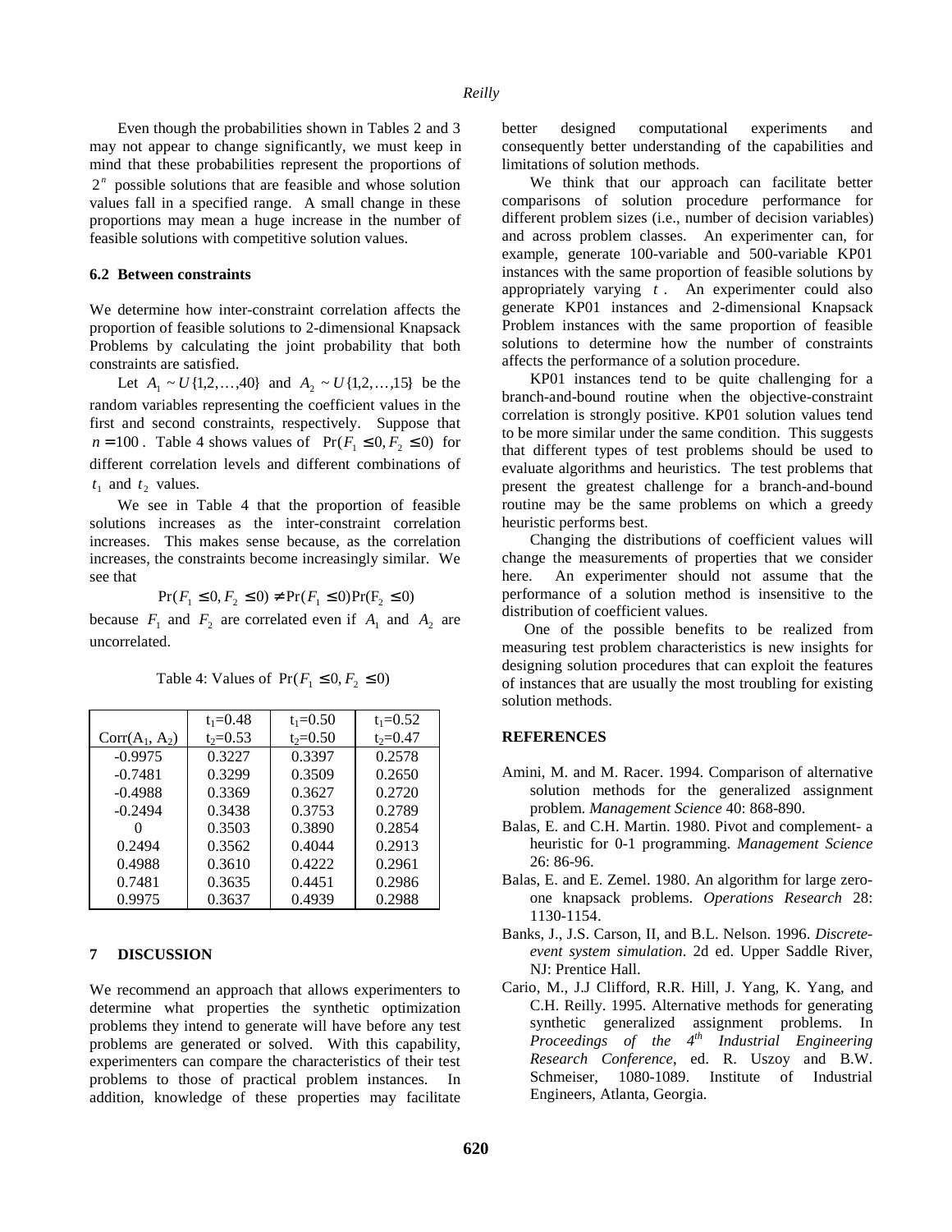Even though the probabilities shown in Tables 2 and 3 may not appear to change significantly, we must keep in mind that these probabilities represent the proportions of $2^n$ possible solutions that are feasible and whose solution values fall in a specified range. A small change in these proportions may mean a huge increase in the number of feasible solutions with competitive solution values.

### 6.2 Between constraints

We determine how inter-constraint correlation affects the proportion of feasible solutions to 2-dimensional Knapsack Problems by calculating the joint probability that both constraints are satisfied.

Let $A_1 \sim U\{1,2,\ldots,40\}$ and $A_2 \sim U\{1,2,\ldots,15\}$ be the random variables representing the coefficient values in the first and second constraints, respectively. Suppose that $n = 100$. Table 4 shows values of $\Pr(F_1 \leq 0, F_2 \leq 0)$ for different correlation levels and different combinations of $t_1$ and $t_2$ values.

We see in Table 4 that the proportion of feasible solutions increases as the inter-constraint correlation increases. This makes sense because, as the correlation increases, the constraints become increasingly similar. We see that

$$\Pr(F_1 \leq 0, F_2 \leq 0) \neq \Pr(F_1 \leq 0)\Pr(F_2 \leq 0)$$

because $F_1$ and $F_2$ are correlated even if $A_1$ and $A_2$ are uncorrelated.

Table 4: Values of $\Pr(F_1 \leq 0, F_2 \leq 0)$

| $Corr(A_1, A_2)$ | $t_1$=0.48, $t_2$=0.53 | $t_1$=0.50, $t_2$=0.50 | $t_1$=0.52, $t_2$=0.47 |
|---|---|---|---|
| -0.9975 | 0.3227 | 0.3397 | 0.2578 |
| -0.7481 | 0.3299 | 0.3509 | 0.2650 |
| -0.4988 | 0.3369 | 0.3627 | 0.2720 |
| -0.2494 | 0.3438 | 0.3753 | 0.2789 |
| 0 | 0.3503 | 0.3890 | 0.2854 |
| 0.2494 | 0.3562 | 0.4044 | 0.2913 |
| 0.4988 | 0.3610 | 0.4222 | 0.2961 |
| 0.7481 | 0.3635 | 0.4451 | 0.2986 |
| 0.9975 | 0.3637 | 0.4939 | 0.2988 |

## 7 DISCUSSION

We recommend an approach that allows experimenters to determine what properties the synthetic optimization problems they intend to generate will have before any test problems are generated or solved. With this capability, experimenters can compare the characteristics of their test problems to those of practical problem instances. In addition, knowledge of these properties may facilitate better designed computational experiments and consequently better understanding of the capabilities and limitations of solution methods.

We think that our approach can facilitate better comparisons of solution procedure performance for different problem sizes (i.e., number of decision variables) and across problem classes. An experimenter can, for example, generate 100-variable and 500-variable KP01 instances with the same proportion of feasible solutions by appropriately varying $t$. An experimenter could also generate KP01 instances and 2-dimensional Knapsack Problem instances with the same proportion of feasible solutions to determine how the number of constraints affects the performance of a solution procedure.

KP01 instances tend to be quite challenging for a branch-and-bound routine when the objective-constraint correlation is strongly positive. KP01 solution values tend to be more similar under the same condition. This suggests that different types of test problems should be used to evaluate algorithms and heuristics. The test problems that present the greatest challenge for a branch-and-bound routine may be the same problems on which a greedy heuristic performs best.

Changing the distributions of coefficient values will change the measurements of properties that we consider here. An experimenter should not assume that the performance of a solution method is insensitive to the distribution of coefficient values.

One of the possible benefits to be realized from measuring test problem characteristics is new insights for designing solution procedures that can exploit the features of instances that are usually the most troubling for existing solution methods.

## REFERENCES

Amini, M. and M. Racer. 1994. Comparison of alternative solution methods for the generalized assignment problem. *Management Science* 40: 868-890.

Balas, E. and C.H. Martin. 1980. Pivot and complement- a heuristic for 0-1 programming. *Management Science* 26: 86-96.

Balas, E. and E. Zemel. 1980. An algorithm for large zero-one knapsack problems. *Operations Research* 28: 1130-1154.

Banks, J., J.S. Carson, II, and B.L. Nelson. 1996. *Discrete-event system simulation*. 2d ed. Upper Saddle River, NJ: Prentice Hall.

Cario, M., J.J Clifford, R.R. Hill, J. Yang, K. Yang, and C.H. Reilly. 1995. Alternative methods for generating synthetic generalized assignment problems. In *Proceedings of the 4th Industrial Engineering Research Conference*, ed. R. Uszoy and B.W. Schmeiser, 1080-1089. Institute of Industrial Engineers, Atlanta, Georgia.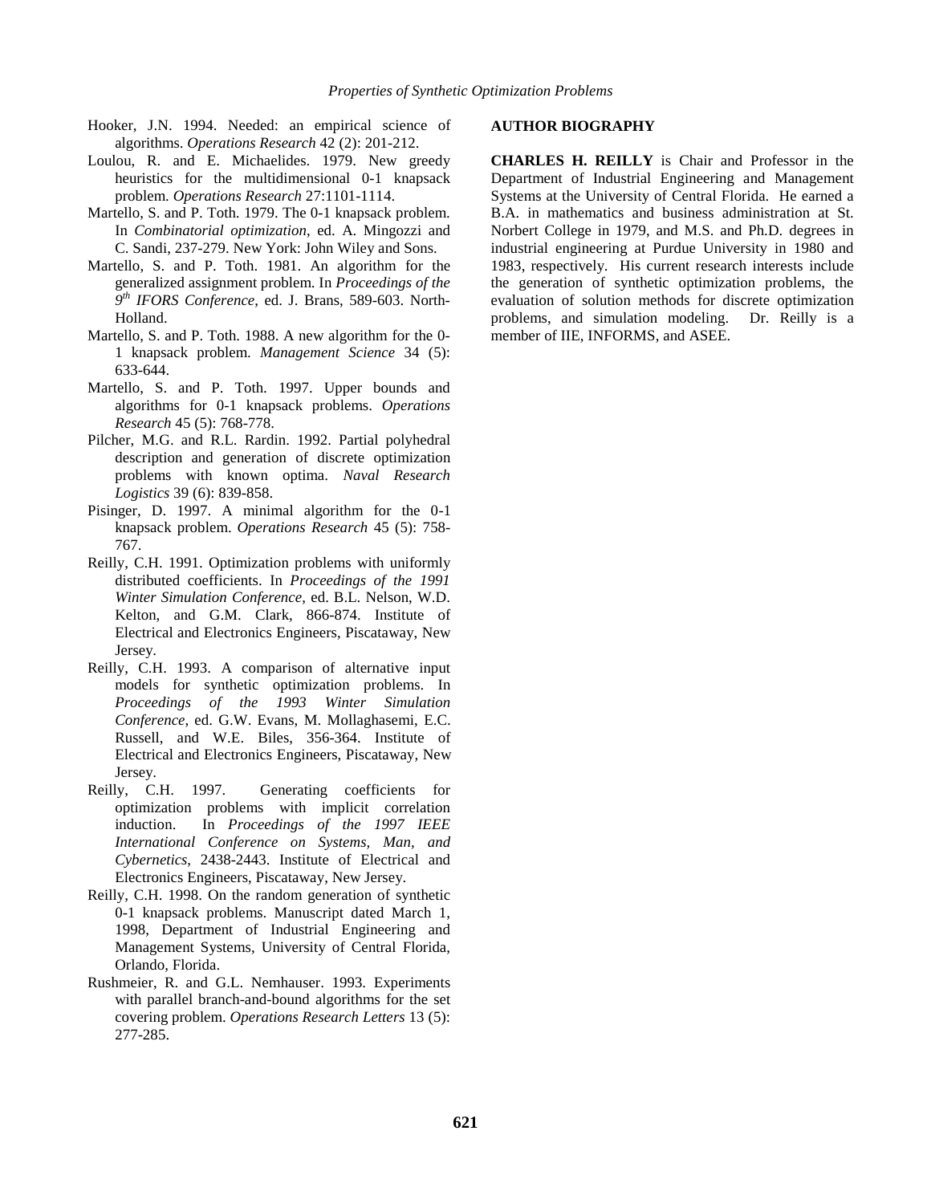Hooker, J.N. 1994. Needed: an empirical science of algorithms. *Operations Research* 42 (2): 201-212.

Loulou, R. and E. Michaelides. 1979. New greedy heuristics for the multidimensional 0-1 knapsack problem. *Operations Research* 27:1101-1114.

Martello, S. and P. Toth. 1979. The 0-1 knapsack problem. In *Combinatorial optimization*, ed. A. Mingozzi and C. Sandi, 237-279. New York: John Wiley and Sons.

Martello, S. and P. Toth. 1981. An algorithm for the generalized assignment problem. In *Proceedings of the 9th IFORS Conference*, ed. J. Brans, 589-603. North-Holland.

Martello, S. and P. Toth. 1988. A new algorithm for the 0-1 knapsack problem. *Management Science* 34 (5): 633-644.

Martello, S. and P. Toth. 1997. Upper bounds and algorithms for 0-1 knapsack problems. *Operations Research* 45 (5): 768-778.

Pilcher, M.G. and R.L. Rardin. 1992. Partial polyhedral description and generation of discrete optimization problems with known optima. *Naval Research Logistics* 39 (6): 839-858.

Pisinger, D. 1997. A minimal algorithm for the 0-1 knapsack problem. *Operations Research* 45 (5): 758-767.

Reilly, C.H. 1991. Optimization problems with uniformly distributed coefficients. In *Proceedings of the 1991 Winter Simulation Conference*, ed. B.L. Nelson, W.D. Kelton, and G.M. Clark, 866-874. Institute of Electrical and Electronics Engineers, Piscataway, New Jersey.

Reilly, C.H. 1993. A comparison of alternative input models for synthetic optimization problems. In *Proceedings of the 1993 Winter Simulation Conference*, ed. G.W. Evans, M. Mollaghasemi, E.C. Russell, and W.E. Biles, 356-364. Institute of Electrical and Electronics Engineers, Piscataway, New Jersey.

Reilly, C.H. 1997. Generating coefficients for optimization problems with implicit correlation induction. In *Proceedings of the 1997 IEEE International Conference on Systems, Man, and Cybernetics*, 2438-2443. Institute of Electrical and Electronics Engineers, Piscataway, New Jersey.

Reilly, C.H. 1998. On the random generation of synthetic 0-1 knapsack problems. Manuscript dated March 1, 1998, Department of Industrial Engineering and Management Systems, University of Central Florida, Orlando, Florida.

Rushmeier, R. and G.L. Nemhauser. 1993. Experiments with parallel branch-and-bound algorithms for the set covering problem. *Operations Research Letters* 13 (5): 277-285.

## AUTHOR BIOGRAPHY

**CHARLES H. REILLY** is Chair and Professor in the Department of Industrial Engineering and Management Systems at the University of Central Florida. He earned a B.A. in mathematics and business administration at St. Norbert College in 1979, and M.S. and Ph.D. degrees in industrial engineering at Purdue University in 1980 and 1983, respectively. His current research interests include the generation of synthetic optimization problems, the evaluation of solution methods for discrete optimization problems, and simulation modeling. Dr. Reilly is a member of IIE, INFORMS, and ASEE.